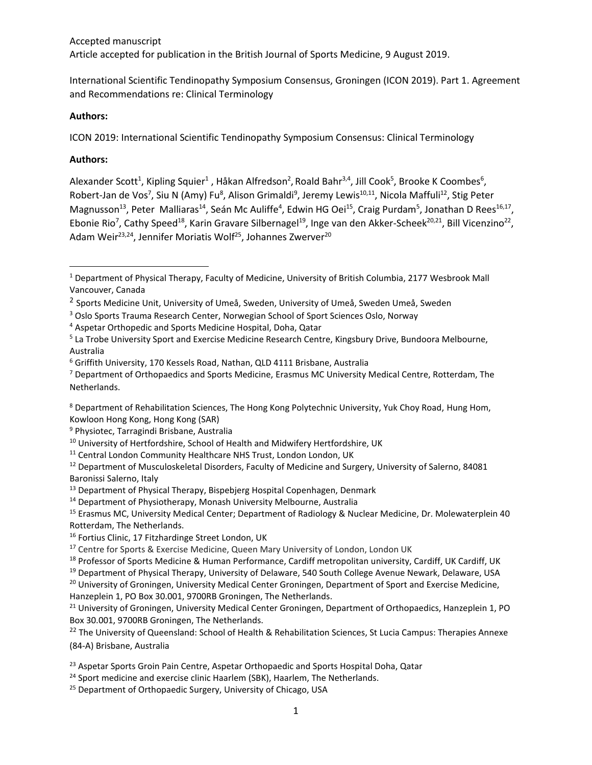Accepted manuscript
Article accepted for publication in the British Journal of Sports Medicine, 9 August 2019.

International Scientific Tendinopathy Symposium Consensus, Groningen (ICON 2019). Part 1. Agreement and Recommendations re: Clinical Terminology

**Authors:**

ICON 2019: International Scientific Tendinopathy Symposium Consensus: Clinical Terminology

**Authors:**

Alexander Scott[1], Kipling Squier[1], Håkan Alfredson[2], Roald Bahr[3,4], Jill Cook[5], Brooke K Coombes[6], Robert-Jan de Vos[7], Siu N (Amy) Fu[8], Alison Grimaldi[9], Jeremy Lewis[10,11], Nicola Maffuli[12], Stig Peter Magnusson[13], Peter Malliaras[14], Seán Mc Auliffe[4], Edwin HG Oei[15], Craig Purdam[5], Jonathan D Rees[16,17], Ebonie Rio[7], Cathy Speed[18], Karin Gravare Silbernagel[19], Inge van den Akker-Scheek[20,21], Bill Vicenzino[22], Adam Weir[23,24], Jennifer Moriatis Wolf[25], Johannes Zwerver[20]

---

[1] Department of Physical Therapy, Faculty of Medicine, University of British Columbia, 2177 Wesbrook Mall Vancouver, Canada

[2] Sports Medicine Unit, University of Umeå, Sweden, University of Umeå, Sweden Umeå, Sweden

[3] Oslo Sports Trauma Research Center, Norwegian School of Sport Sciences Oslo, Norway

[4] Aspetar Orthopedic and Sports Medicine Hospital, Doha, Qatar

[5] La Trobe University Sport and Exercise Medicine Research Centre, Kingsbury Drive, Bundoora Melbourne, Australia

[6] Griffith University, 170 Kessels Road, Nathan, QLD 4111 Brisbane, Australia

[7] Department of Orthopaedics and Sports Medicine, Erasmus MC University Medical Centre, Rotterdam, The Netherlands.

[8] Department of Rehabilitation Sciences, The Hong Kong Polytechnic University, Yuk Choy Road, Hung Hom, Kowloon Hong Kong, Hong Kong (SAR)

[9] Physiotec, Tarragindi Brisbane, Australia

[10] University of Hertfordshire, School of Health and Midwifery Hertfordshire, UK

[11] Central London Community Healthcare NHS Trust, London London, UK

[12] Department of Musculoskeletal Disorders, Faculty of Medicine and Surgery, University of Salerno, 84081 Baronissi Salerno, Italy

[13] Department of Physical Therapy, Bispebjerg Hospital Copenhagen, Denmark

[14] Department of Physiotherapy, Monash University Melbourne, Australia

[15] Erasmus MC, University Medical Center; Department of Radiology & Nuclear Medicine, Dr. Molewaterplein 40 Rotterdam, The Netherlands.

[16] Fortius Clinic, 17 Fitzhardinge Street London, UK

[17] Centre for Sports & Exercise Medicine, Queen Mary University of London, London UK

[18] Professor of Sports Medicine & Human Performance, Cardiff metropolitan university, Cardiff, UK Cardiff, UK

[19] Department of Physical Therapy, University of Delaware, 540 South College Avenue Newark, Delaware, USA

[20] University of Groningen, University Medical Center Groningen, Department of Sport and Exercise Medicine, Hanzeplein 1, PO Box 30.001, 9700RB Groningen, The Netherlands.

[21] University of Groningen, University Medical Center Groningen, Department of Orthopaedics, Hanzeplein 1, PO Box 30.001, 9700RB Groningen, The Netherlands.

[22] The University of Queensland: School of Health & Rehabilitation Sciences, St Lucia Campus: Therapies Annexe (84-A) Brisbane, Australia

[23] Aspetar Sports Groin Pain Centre, Aspetar Orthopaedic and Sports Hospital Doha, Qatar

[24] Sport medicine and exercise clinic Haarlem (SBK), Haarlem, The Netherlands.

[25] Department of Orthopaedic Surgery, University of Chicago, USA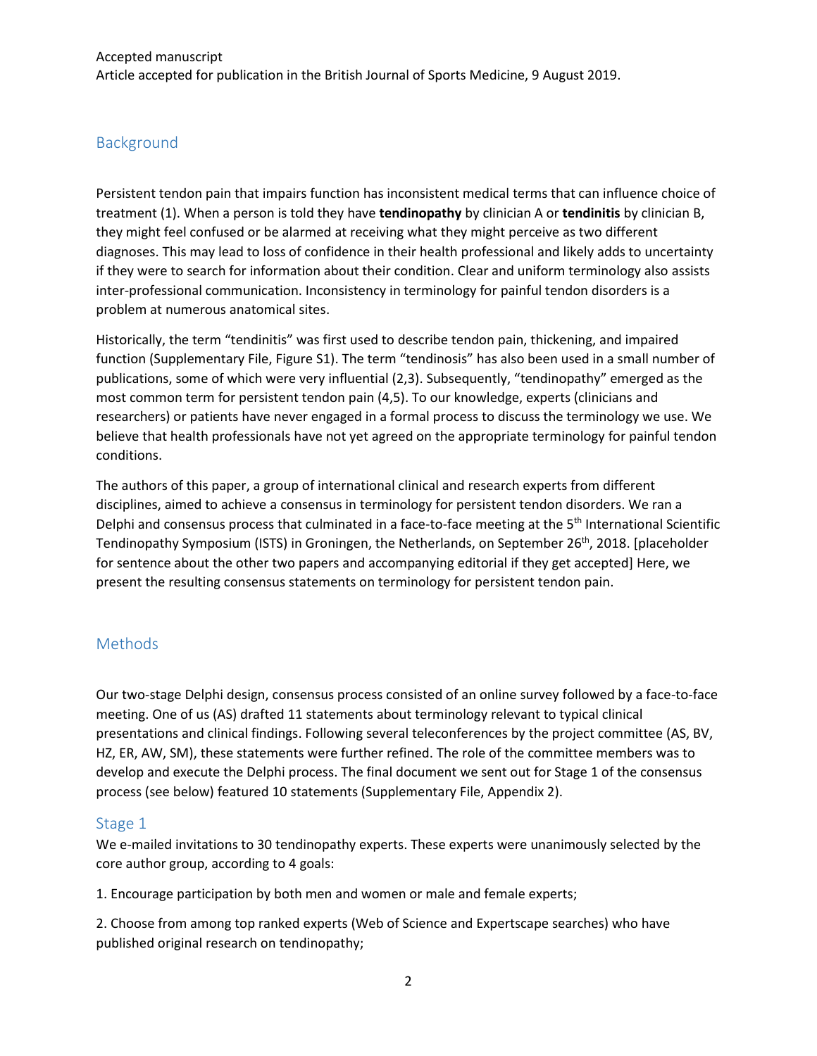## Background

Persistent tendon pain that impairs function has inconsistent medical terms that can influence choice of treatment (1). When a person is told they have **tendinopathy** by clinician A or **tendinitis** by clinician B, they might feel confused or be alarmed at receiving what they might perceive as two different diagnoses. This may lead to loss of confidence in their health professional and likely adds to uncertainty if they were to search for information about their condition. Clear and uniform terminology also assists inter-professional communication. Inconsistency in terminology for painful tendon disorders is a problem at numerous anatomical sites.

Historically, the term "tendinitis" was first used to describe tendon pain, thickening, and impaired function (Supplementary File, Figure S1). The term "tendinosis" has also been used in a small number of publications, some of which were very influential (2,3). Subsequently, "tendinopathy" emerged as the most common term for persistent tendon pain (4,5). To our knowledge, experts (clinicians and researchers) or patients have never engaged in a formal process to discuss the terminology we use. We believe that health professionals have not yet agreed on the appropriate terminology for painful tendon conditions.

The authors of this paper, a group of international clinical and research experts from different disciplines, aimed to achieve a consensus in terminology for persistent tendon disorders. We ran a Delphi and consensus process that culminated in a face-to-face meeting at the 5th International Scientific Tendinopathy Symposium (ISTS) in Groningen, the Netherlands, on September 26th, 2018. [placeholder for sentence about the other two papers and accompanying editorial if they get accepted] Here, we present the resulting consensus statements on terminology for persistent tendon pain.

## Methods

Our two-stage Delphi design, consensus process consisted of an online survey followed by a face-to-face meeting. One of us (AS) drafted 11 statements about terminology relevant to typical clinical presentations and clinical findings. Following several teleconferences by the project committee (AS, BV, HZ, ER, AW, SM), these statements were further refined. The role of the committee members was to develop and execute the Delphi process. The final document we sent out for Stage 1 of the consensus process (see below) featured 10 statements (Supplementary File, Appendix 2).

### Stage 1

We e-mailed invitations to 30 tendinopathy experts. These experts were unanimously selected by the core author group, according to 4 goals:

1. Encourage participation by both men and women or male and female experts;

2. Choose from among top ranked experts (Web of Science and Expertscape searches) who have published original research on tendinopathy;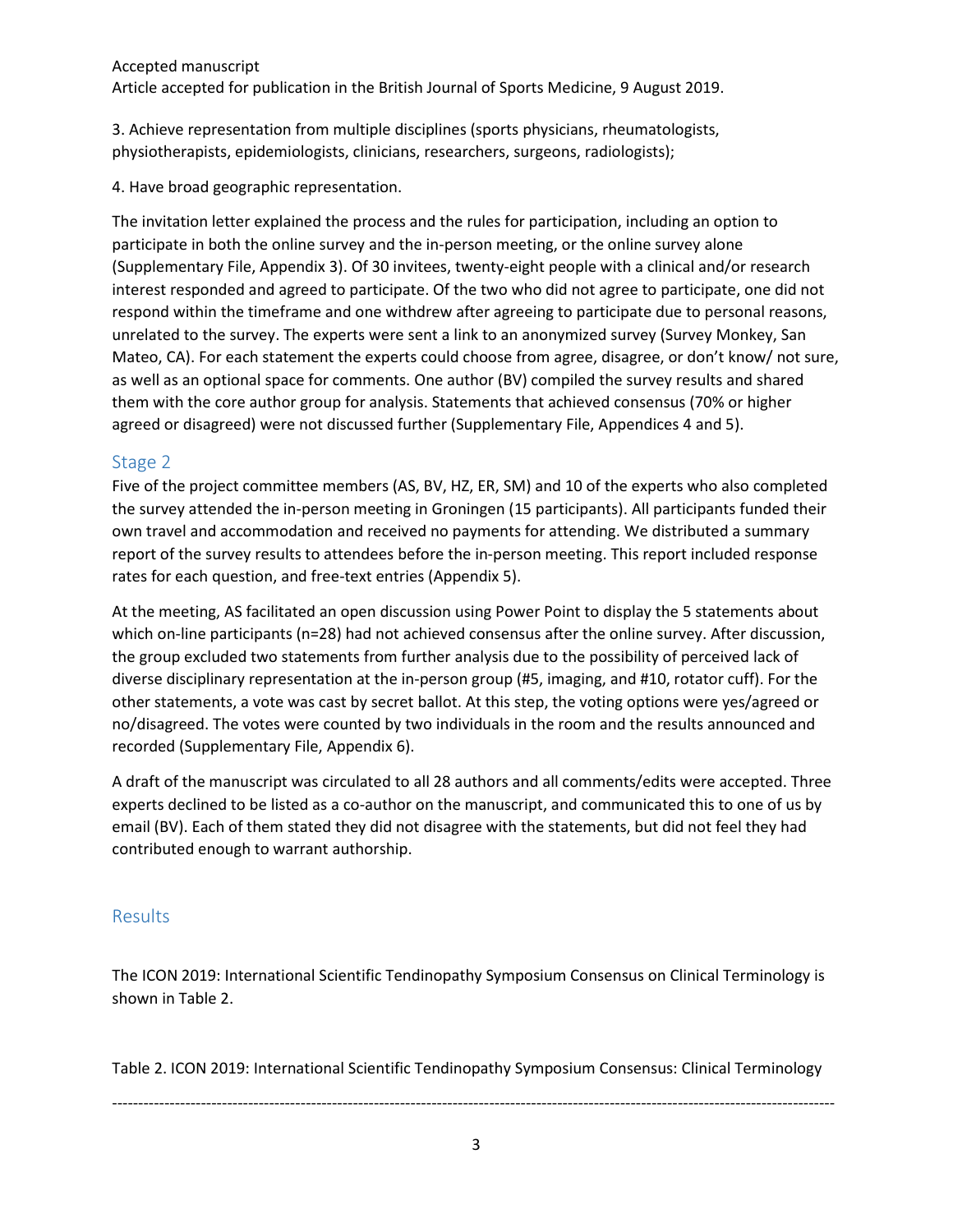3. Achieve representation from multiple disciplines (sports physicians, rheumatologists, physiotherapists, epidemiologists, clinicians, researchers, surgeons, radiologists);

4. Have broad geographic representation.

The invitation letter explained the process and the rules for participation, including an option to participate in both the online survey and the in-person meeting, or the online survey alone (Supplementary File, Appendix 3). Of 30 invitees, twenty-eight people with a clinical and/or research interest responded and agreed to participate. Of the two who did not agree to participate, one did not respond within the timeframe and one withdrew after agreeing to participate due to personal reasons, unrelated to the survey. The experts were sent a link to an anonymized survey (Survey Monkey, San Mateo, CA). For each statement the experts could choose from agree, disagree, or don't know/ not sure, as well as an optional space for comments. One author (BV) compiled the survey results and shared them with the core author group for analysis. Statements that achieved consensus (70% or higher agreed or disagreed) were not discussed further (Supplementary File, Appendices 4 and 5).

## Stage 2

Five of the project committee members (AS, BV, HZ, ER, SM) and 10 of the experts who also completed the survey attended the in-person meeting in Groningen (15 participants). All participants funded their own travel and accommodation and received no payments for attending. We distributed a summary report of the survey results to attendees before the in-person meeting. This report included response rates for each question, and free-text entries (Appendix 5).

At the meeting, AS facilitated an open discussion using Power Point to display the 5 statements about which on-line participants (n=28) had not achieved consensus after the online survey. After discussion, the group excluded two statements from further analysis due to the possibility of perceived lack of diverse disciplinary representation at the in-person group (#5, imaging, and #10, rotator cuff). For the other statements, a vote was cast by secret ballot. At this step, the voting options were yes/agreed or no/disagreed. The votes were counted by two individuals in the room and the results announced and recorded (Supplementary File, Appendix 6).

A draft of the manuscript was circulated to all 28 authors and all comments/edits were accepted. Three experts declined to be listed as a co-author on the manuscript, and communicated this to one of us by email (BV). Each of them stated they did not disagree with the statements, but did not feel they had contributed enough to warrant authorship.

## Results

The ICON 2019: International Scientific Tendinopathy Symposium Consensus on Clinical Terminology is shown in Table 2.

Table 2. ICON 2019: International Scientific Tendinopathy Symposium Consensus: Clinical Terminology

---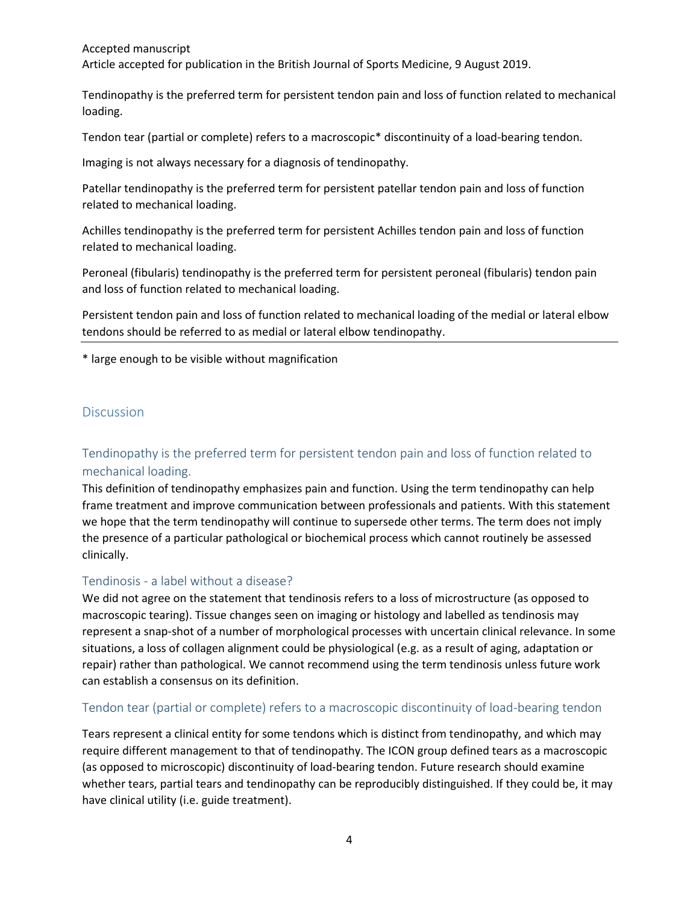Tendinopathy is the preferred term for persistent tendon pain and loss of function related to mechanical loading.

Tendon tear (partial or complete) refers to a macroscopic* discontinuity of a load-bearing tendon.

Imaging is not always necessary for a diagnosis of tendinopathy.

Patellar tendinopathy is the preferred term for persistent patellar tendon pain and loss of function related to mechanical loading.

Achilles tendinopathy is the preferred term for persistent Achilles tendon pain and loss of function related to mechanical loading.

Peroneal (fibularis) tendinopathy is the preferred term for persistent peroneal (fibularis) tendon pain and loss of function related to mechanical loading.

Persistent tendon pain and loss of function related to mechanical loading of the medial or lateral elbow tendons should be referred to as medial or lateral elbow tendinopathy.

---

* large enough to be visible without magnification

## Discussion

### Tendinopathy is the preferred term for persistent tendon pain and loss of function related to mechanical loading.

This definition of tendinopathy emphasizes pain and function. Using the term tendinopathy can help frame treatment and improve communication between professionals and patients. With this statement we hope that the term tendinopathy will continue to supersede other terms. The term does not imply the presence of a particular pathological or biochemical process which cannot routinely be assessed clinically.

### Tendinosis - a label without a disease?

We did not agree on the statement that tendinosis refers to a loss of microstructure (as opposed to macroscopic tearing). Tissue changes seen on imaging or histology and labelled as tendinosis may represent a snap-shot of a number of morphological processes with uncertain clinical relevance. In some situations, a loss of collagen alignment could be physiological (e.g. as a result of aging, adaptation or repair) rather than pathological. We cannot recommend using the term tendinosis unless future work can establish a consensus on its definition.

### Tendon tear (partial or complete) refers to a macroscopic discontinuity of load-bearing tendon

Tears represent a clinical entity for some tendons which is distinct from tendinopathy, and which may require different management to that of tendinopathy. The ICON group defined tears as a macroscopic (as opposed to microscopic) discontinuity of load-bearing tendon. Future research should examine whether tears, partial tears and tendinopathy can be reproducibly distinguished. If they could be, it may have clinical utility (i.e. guide treatment).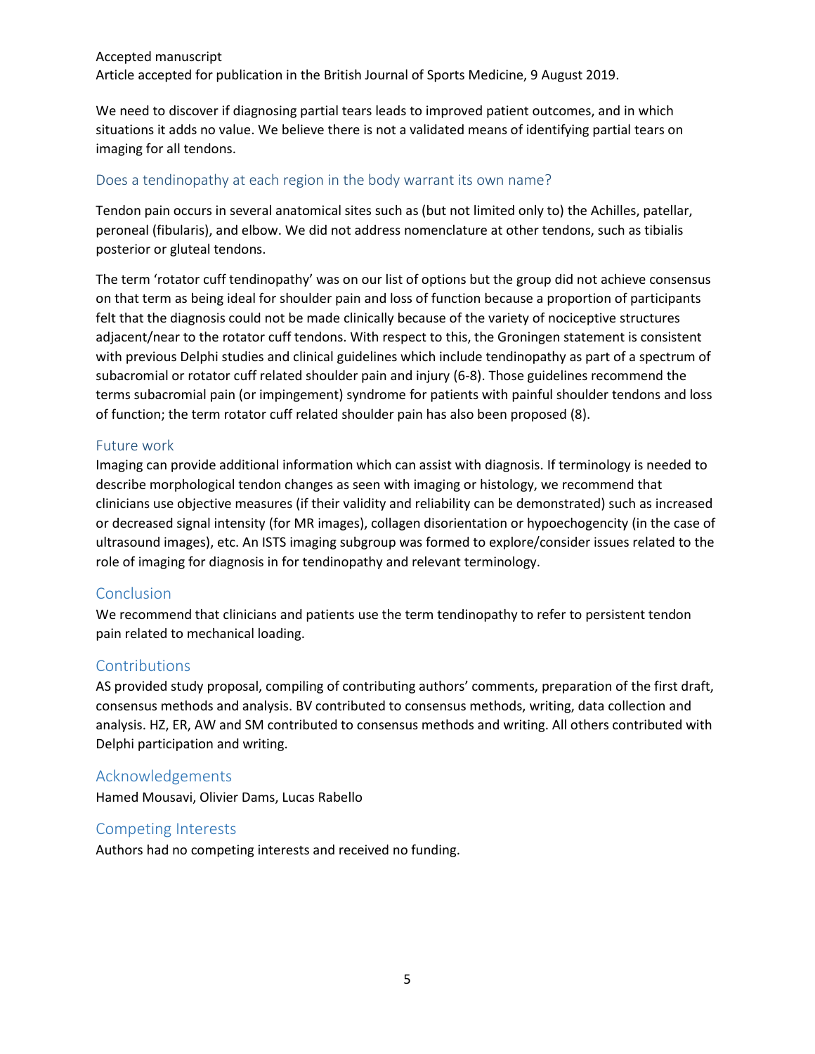We need to discover if diagnosing partial tears leads to improved patient outcomes, and in which situations it adds no value. We believe there is not a validated means of identifying partial tears on imaging for all tendons.

### Does a tendinopathy at each region in the body warrant its own name?

Tendon pain occurs in several anatomical sites such as (but not limited only to) the Achilles, patellar, peroneal (fibularis), and elbow. We did not address nomenclature at other tendons, such as tibialis posterior or gluteal tendons.

The term 'rotator cuff tendinopathy' was on our list of options but the group did not achieve consensus on that term as being ideal for shoulder pain and loss of function because a proportion of participants felt that the diagnosis could not be made clinically because of the variety of nociceptive structures adjacent/near to the rotator cuff tendons. With respect to this, the Groningen statement is consistent with previous Delphi studies and clinical guidelines which include tendinopathy as part of a spectrum of subacromial or rotator cuff related shoulder pain and injury (6-8). Those guidelines recommend the terms subacromial pain (or impingement) syndrome for patients with painful shoulder tendons and loss of function; the term rotator cuff related shoulder pain has also been proposed (8).

### Future work

Imaging can provide additional information which can assist with diagnosis. If terminology is needed to describe morphological tendon changes as seen with imaging or histology, we recommend that clinicians use objective measures (if their validity and reliability can be demonstrated) such as increased or decreased signal intensity (for MR images), collagen disorientation or hypoechogencity (in the case of ultrasound images), etc. An ISTS imaging subgroup was formed to explore/consider issues related to the role of imaging for diagnosis in for tendinopathy and relevant terminology.

## Conclusion

We recommend that clinicians and patients use the term tendinopathy to refer to persistent tendon pain related to mechanical loading.

## Contributions

AS provided study proposal, compiling of contributing authors' comments, preparation of the first draft, consensus methods and analysis. BV contributed to consensus methods, writing, data collection and analysis. HZ, ER, AW and SM contributed to consensus methods and writing. All others contributed with Delphi participation and writing.

## Acknowledgements

Hamed Mousavi, Olivier Dams, Lucas Rabello

## Competing Interests

Authors had no competing interests and received no funding.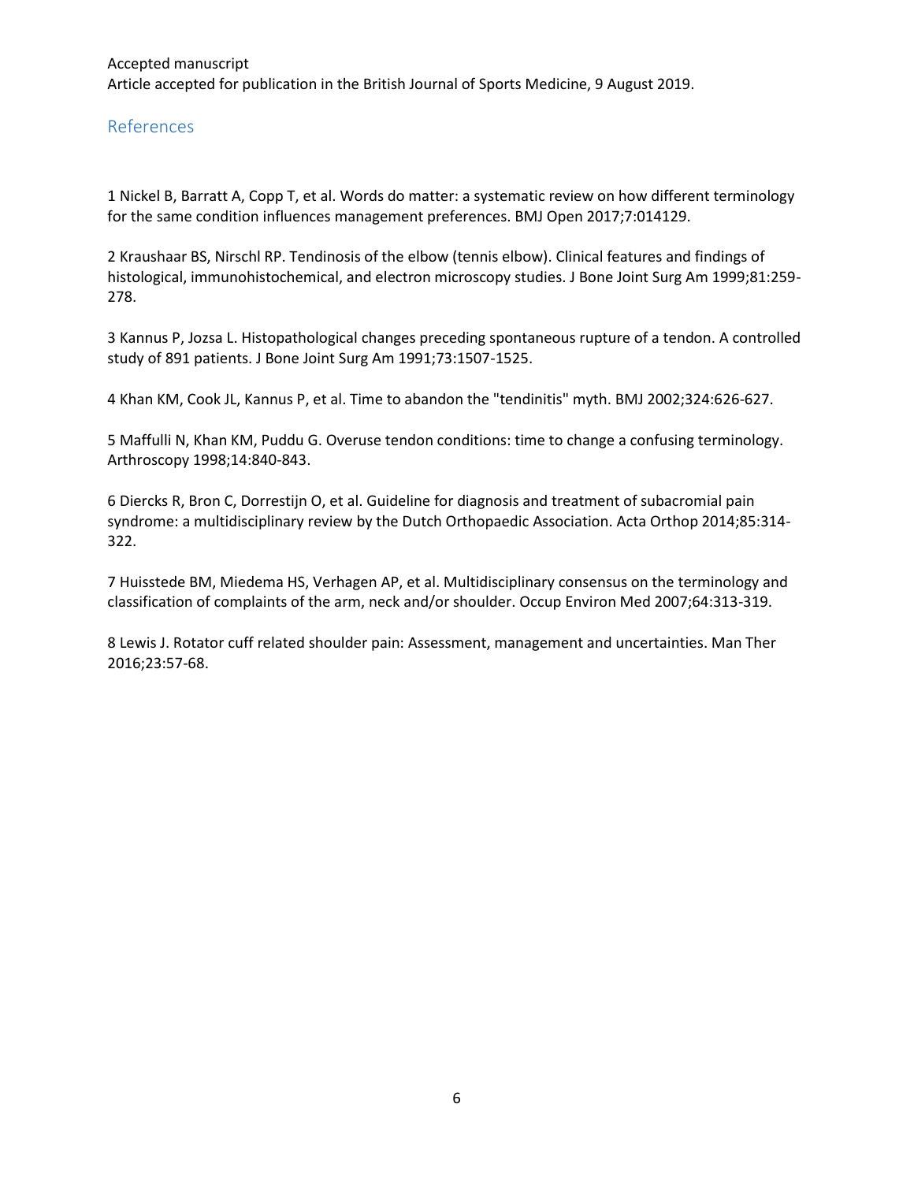## References

1 Nickel B, Barratt A, Copp T, et al. Words do matter: a systematic review on how different terminology for the same condition influences management preferences. BMJ Open 2017;7:014129.

2 Kraushaar BS, Nirschl RP. Tendinosis of the elbow (tennis elbow). Clinical features and findings of histological, immunohistochemical, and electron microscopy studies. J Bone Joint Surg Am 1999;81:259-278.

3 Kannus P, Jozsa L. Histopathological changes preceding spontaneous rupture of a tendon. A controlled study of 891 patients. J Bone Joint Surg Am 1991;73:1507-1525.

4 Khan KM, Cook JL, Kannus P, et al. Time to abandon the "tendinitis" myth. BMJ 2002;324:626-627.

5 Maffulli N, Khan KM, Puddu G. Overuse tendon conditions: time to change a confusing terminology. Arthroscopy 1998;14:840-843.

6 Diercks R, Bron C, Dorrestijn O, et al. Guideline for diagnosis and treatment of subacromial pain syndrome: a multidisciplinary review by the Dutch Orthopaedic Association. Acta Orthop 2014;85:314-322.

7 Huisstede BM, Miedema HS, Verhagen AP, et al. Multidisciplinary consensus on the terminology and classification of complaints of the arm, neck and/or shoulder. Occup Environ Med 2007;64:313-319.

8 Lewis J. Rotator cuff related shoulder pain: Assessment, management and uncertainties. Man Ther 2016;23:57-68.